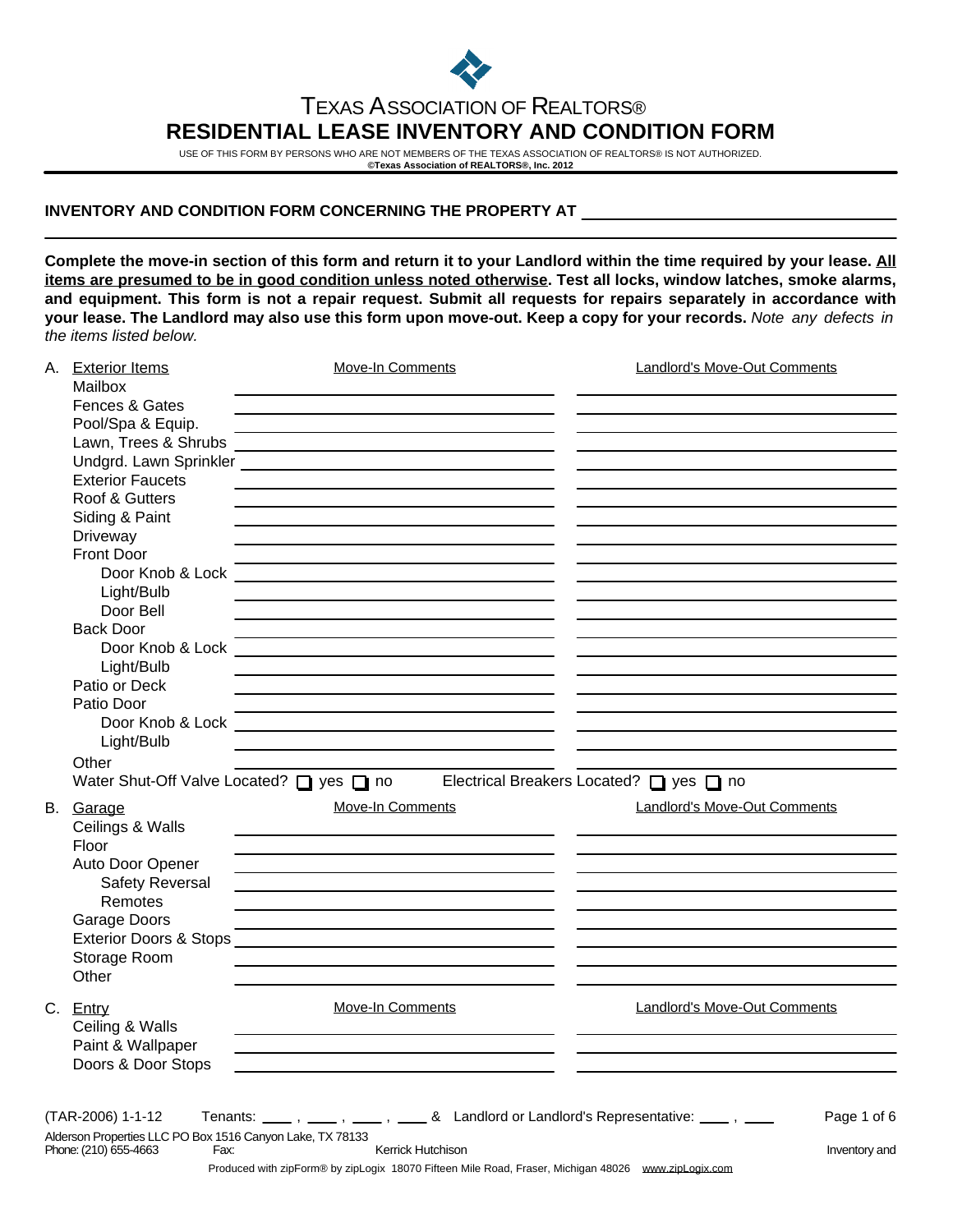TEXAS ASSOCIATION OF REALTORS®

# RESIDENTIAL LEASE INVENTORY AND CONDITION FORM

USE OF THIS FORM BY PERSONS WHO ARE NOT MEMBERS OF THE TEXAS ASSOCIATION OF REALTORS® IS NOT AUTHORIZED.
**©Texas Association of REALTORS®, Inc. 2012**

**INVENTORY AND CONDITION FORM CONCERNING THE PROPERTY AT** ______________________________

**Complete the move-in section of this form and return it to your Landlord within the time required by your lease. <u>All items are presumed to be in good condition unless noted otherwise</u>. Test all locks, window latches, smoke alarms, and equipment. This form is not a repair request. Submit all requests for repairs separately in accordance with your lease. The Landlord may also use this form upon move-out. Keep a copy for your records.** *Note any defects in the items listed below.*

| A. Exterior Items | Move-In Comments | Landlord's Move-Out Comments |
|---|---|---|
| Mailbox | | |
| Fences & Gates | | |
| Pool/Spa & Equip. | | |
| Lawn, Trees & Shrubs | | |
| Undgrd. Lawn Sprinkler | | |
| Exterior Faucets | | |
| Roof & Gutters | | |
| Siding & Paint | | |
| Driveway | | |
| Front Door | | |
| Door Knob & Lock | | |
| Light/Bulb | | |
| Door Bell | | |
| Back Door | | |
| Door Knob & Lock | | |
| Light/Bulb | | |
| Patio or Deck | | |
| Patio Door | | |
| Door Knob & Lock | | |
| Light/Bulb | | |
| Other | | |

Water Shut-Off Valve Located? ☐ yes ☐ no  Electrical Breakers Located? ☐ yes ☐ no

| B. Garage | Move-In Comments | Landlord's Move-Out Comments |
|---|---|---|
| Ceilings & Walls | | |
| Floor | | |
| Auto Door Opener | | |
| Safety Reversal | | |
| Remotes | | |
| Garage Doors | | |
| Exterior Doors & Stops | | |
| Storage Room | | |
| Other | | |

| C. Entry | Move-In Comments | Landlord's Move-Out Comments |
|---|---|---|
| Ceiling & Walls | | |
| Paint & Wallpaper | | |
| Doors & Door Stops | | |

(TAR-2006) 1-1-12 Tenants: ____ , ____ , ____ , ____ & Landlord or Landlord's Representative: ____ , ____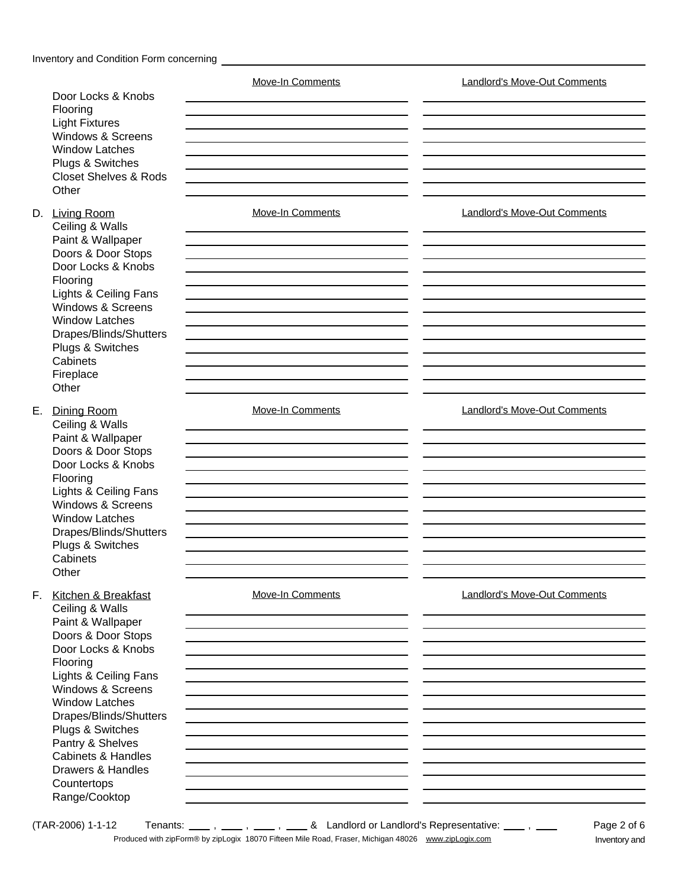Inventory and Condition Form concerning ______________________________

| | Move-In Comments | Landlord's Move-Out Comments |
|---|---|---|
| Door Locks & Knobs | | |
| Flooring | | |
| Light Fixtures | | |
| Windows & Screens | | |
| Window Latches | | |
| Plugs & Switches | | |
| Closet Shelves & Rods | | |
| Other | | |

| D. Living Room | Move-In Comments | Landlord's Move-Out Comments |
|---|---|---|
| Ceiling & Walls | | |
| Paint & Wallpaper | | |
| Doors & Door Stops | | |
| Door Locks & Knobs | | |
| Flooring | | |
| Lights & Ceiling Fans | | |
| Windows & Screens | | |
| Window Latches | | |
| Drapes/Blinds/Shutters | | |
| Plugs & Switches | | |
| Cabinets | | |
| Fireplace | | |
| Other | | |

| E. Dining Room | Move-In Comments | Landlord's Move-Out Comments |
|---|---|---|
| Ceiling & Walls | | |
| Paint & Wallpaper | | |
| Doors & Door Stops | | |
| Door Locks & Knobs | | |
| Flooring | | |
| Lights & Ceiling Fans | | |
| Windows & Screens | | |
| Window Latches | | |
| Drapes/Blinds/Shutters | | |
| Plugs & Switches | | |
| Cabinets | | |
| Other | | |

| F. Kitchen & Breakfast | Move-In Comments | Landlord's Move-Out Comments |
|---|---|---|
| Ceiling & Walls | | |
| Paint & Wallpaper | | |
| Doors & Door Stops | | |
| Door Locks & Knobs | | |
| Flooring | | |
| Lights & Ceiling Fans | | |
| Windows & Screens | | |
| Window Latches | | |
| Drapes/Blinds/Shutters | | |
| Plugs & Switches | | |
| Pantry & Shelves | | |
| Cabinets & Handles | | |
| Drawers & Handles | | |
| Countertops | | |
| Range/Cooktop | | |

(TAR-2006) 1-1-12 Tenants: ____ , ____ , ____ , ____ & Landlord or Landlord's Representative: ____ , ____

Produced with zipForm® by zipLogix 18070 Fifteen Mile Road, Fraser, Michigan 48026 www.zipLogix.com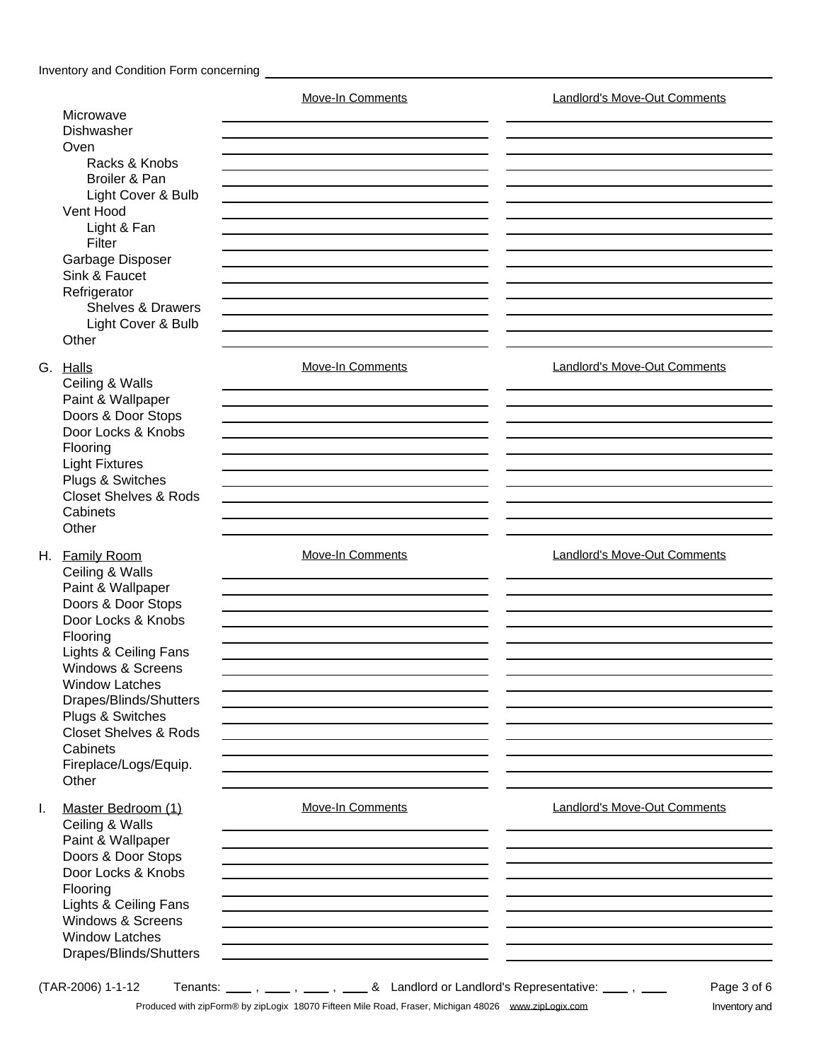Inventory and Condition Form concerning ______________________________

| | Move-In Comments | Landlord's Move-Out Comments |
|---|---|---|
| Microwave | | |
| Dishwasher | | |
| Oven | | |
| Racks & Knobs | | |
| Broiler & Pan | | |
| Light Cover & Bulb | | |
| Vent Hood | | |
| Light & Fan | | |
| Filter | | |
| Garbage Disposer | | |
| Sink & Faucet | | |
| Refrigerator | | |
| Shelves & Drawers | | |
| Light Cover & Bulb | | |
| Other | | |

G. Halls

| | Move-In Comments | Landlord's Move-Out Comments |
|---|---|---|
| Ceiling & Walls | | |
| Paint & Wallpaper | | |
| Doors & Door Stops | | |
| Door Locks & Knobs | | |
| Flooring | | |
| Light Fixtures | | |
| Plugs & Switches | | |
| Closet Shelves & Rods | | |
| Cabinets | | |
| Other | | |

H. Family Room

| | Move-In Comments | Landlord's Move-Out Comments |
|---|---|---|
| Ceiling & Walls | | |
| Paint & Wallpaper | | |
| Doors & Door Stops | | |
| Door Locks & Knobs | | |
| Flooring | | |
| Lights & Ceiling Fans | | |
| Windows & Screens | | |
| Window Latches | | |
| Drapes/Blinds/Shutters | | |
| Plugs & Switches | | |
| Closet Shelves & Rods | | |
| Cabinets | | |
| Fireplace/Logs/Equip. | | |
| Other | | |

I. Master Bedroom (1)

| | Move-In Comments | Landlord's Move-Out Comments |
|---|---|---|
| Ceiling & Walls | | |
| Paint & Wallpaper | | |
| Doors & Door Stops | | |
| Door Locks & Knobs | | |
| Flooring | | |
| Lights & Ceiling Fans | | |
| Windows & Screens | | |
| Window Latches | | |
| Drapes/Blinds/Shutters | | |

(TAR-2006) 1-1-12 Tenants: ____ , ____ , ____ , ____ & Landlord or Landlord's Representative: ____ , ____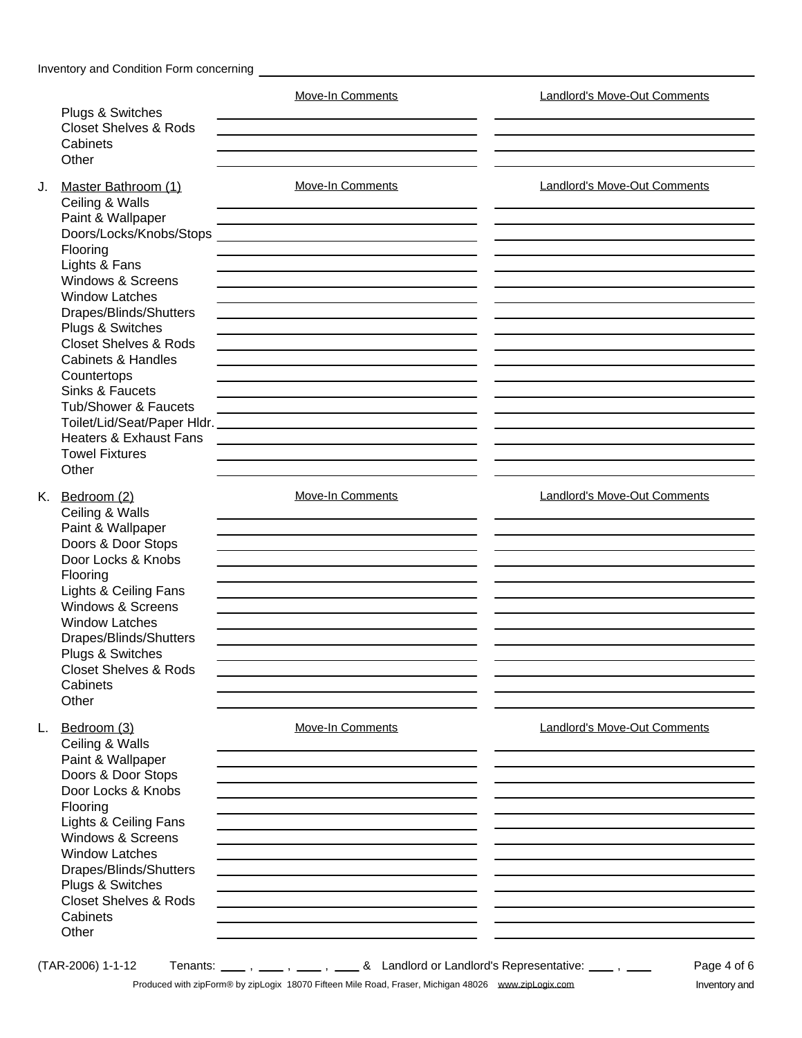Inventory and Condition Form concerning \_\_\_\_\_\_\_\_\_\_\_\_\_\_\_\_\_\_\_\_\_\_\_\_\_\_\_\_\_\_\_\_\_\_\_\_\_\_\_\_\_\_\_\_

| | Move-In Comments | Landlord's Move-Out Comments |
|---|---|---|
| Plugs & Switches | | |
| Closet Shelves & Rods | | |
| Cabinets | | |
| Other | | |

| J. Master Bathroom (1) | Move-In Comments | Landlord's Move-Out Comments |
|---|---|---|
| Ceiling & Walls | | |
| Paint & Wallpaper | | |
| Doors/Locks/Knobs/Stops | | |
| Flooring | | |
| Lights & Fans | | |
| Windows & Screens | | |
| Window Latches | | |
| Drapes/Blinds/Shutters | | |
| Plugs & Switches | | |
| Closet Shelves & Rods | | |
| Cabinets & Handles | | |
| Countertops | | |
| Sinks & Faucets | | |
| Tub/Shower & Faucets | | |
| Toilet/Lid/Seat/Paper Hldr. | | |
| Heaters & Exhaust Fans | | |
| Towel Fixtures | | |
| Other | | |

| K. Bedroom (2) | Move-In Comments | Landlord's Move-Out Comments |
|---|---|---|
| Ceiling & Walls | | |
| Paint & Wallpaper | | |
| Doors & Door Stops | | |
| Door Locks & Knobs | | |
| Flooring | | |
| Lights & Ceiling Fans | | |
| Windows & Screens | | |
| Window Latches | | |
| Drapes/Blinds/Shutters | | |
| Plugs & Switches | | |
| Closet Shelves & Rods | | |
| Cabinets | | |
| Other | | |

| L. Bedroom (3) | Move-In Comments | Landlord's Move-Out Comments |
|---|---|---|
| Ceiling & Walls | | |
| Paint & Wallpaper | | |
| Doors & Door Stops | | |
| Door Locks & Knobs | | |
| Flooring | | |
| Lights & Ceiling Fans | | |
| Windows & Screens | | |
| Window Latches | | |
| Drapes/Blinds/Shutters | | |
| Plugs & Switches | | |
| Closet Shelves & Rods | | |
| Cabinets | | |
| Other | | |

(TAR-2006) 1-1-12 Tenants: \_\_\_\_, \_\_\_\_, \_\_\_\_, \_\_\_\_ & Landlord or Landlord's Representative: \_\_\_\_, \_\_\_\_

Produced with zipForm® by zipLogix 18070 Fifteen Mile Road, Fraser, Michigan 48026 www.zipLogix.com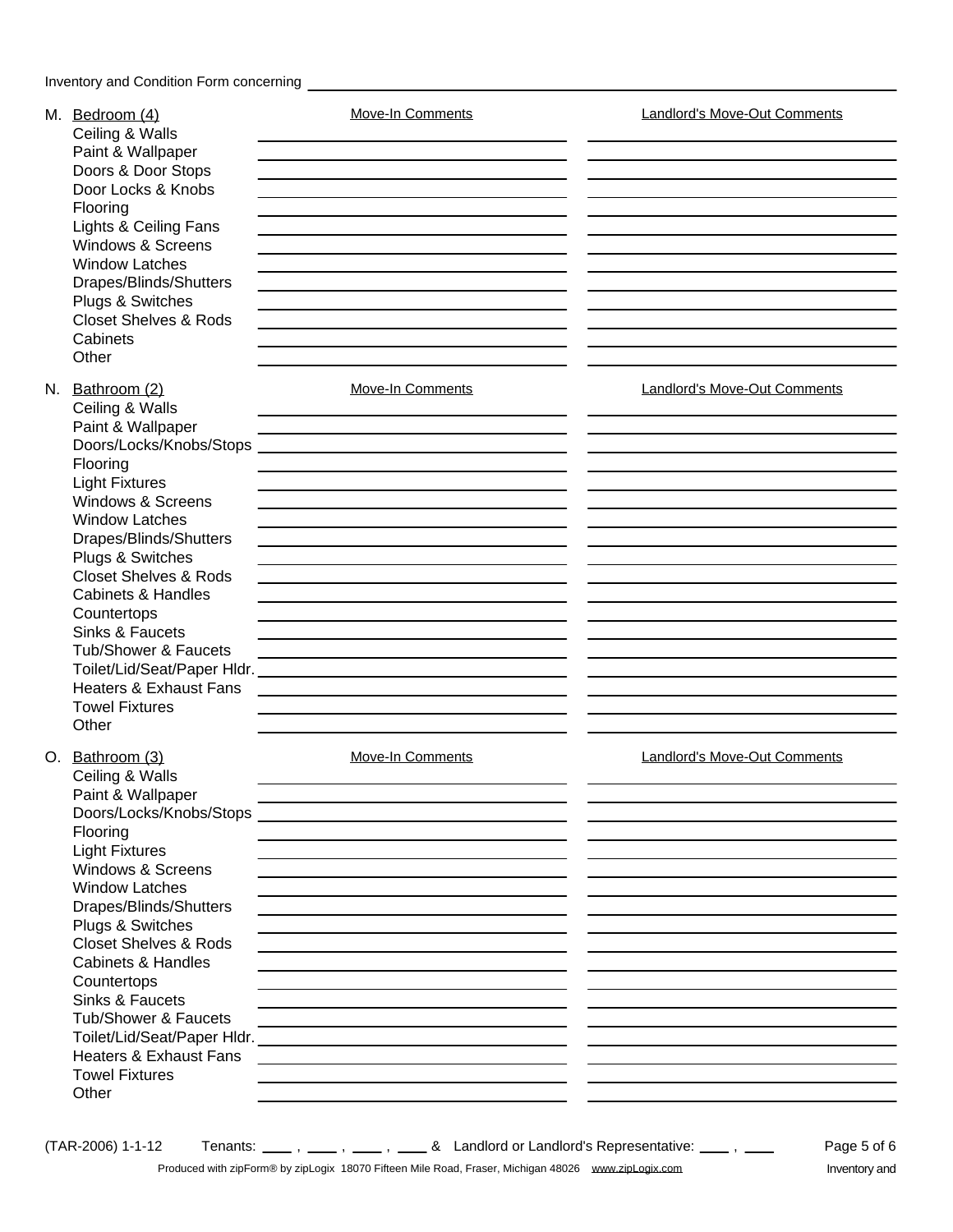Inventory and Condition Form concerning ______________________________

| M. Bedroom (4) | Move-In Comments | Landlord's Move-Out Comments |
|---|---|---|
| Ceiling & Walls | | |
| Paint & Wallpaper | | |
| Doors & Door Stops | | |
| Door Locks & Knobs | | |
| Flooring | | |
| Lights & Ceiling Fans | | |
| Windows & Screens | | |
| Window Latches | | |
| Drapes/Blinds/Shutters | | |
| Plugs & Switches | | |
| Closet Shelves & Rods | | |
| Cabinets | | |
| Other | | |

| N. Bathroom (2) | Move-In Comments | Landlord's Move-Out Comments |
|---|---|---|
| Ceiling & Walls | | |
| Paint & Wallpaper | | |
| Doors/Locks/Knobs/Stops | | |
| Flooring | | |
| Light Fixtures | | |
| Windows & Screens | | |
| Window Latches | | |
| Drapes/Blinds/Shutters | | |
| Plugs & Switches | | |
| Closet Shelves & Rods | | |
| Cabinets & Handles | | |
| Countertops | | |
| Sinks & Faucets | | |
| Tub/Shower & Faucets | | |
| Toilet/Lid/Seat/Paper Hldr. | | |
| Heaters & Exhaust Fans | | |
| Towel Fixtures | | |
| Other | | |

| O. Bathroom (3) | Move-In Comments | Landlord's Move-Out Comments |
|---|---|---|
| Ceiling & Walls | | |
| Paint & Wallpaper | | |
| Doors/Locks/Knobs/Stops | | |
| Flooring | | |
| Light Fixtures | | |
| Windows & Screens | | |
| Window Latches | | |
| Drapes/Blinds/Shutters | | |
| Plugs & Switches | | |
| Closet Shelves & Rods | | |
| Cabinets & Handles | | |
| Countertops | | |
| Sinks & Faucets | | |
| Tub/Shower & Faucets | | |
| Toilet/Lid/Seat/Paper Hldr. | | |
| Heaters & Exhaust Fans | | |
| Towel Fixtures | | |
| Other | | |

(TAR-2006) 1-1-12 Tenants: ____ , ____ , ____ , ____ & Landlord or Landlord's Representative: ____ , ____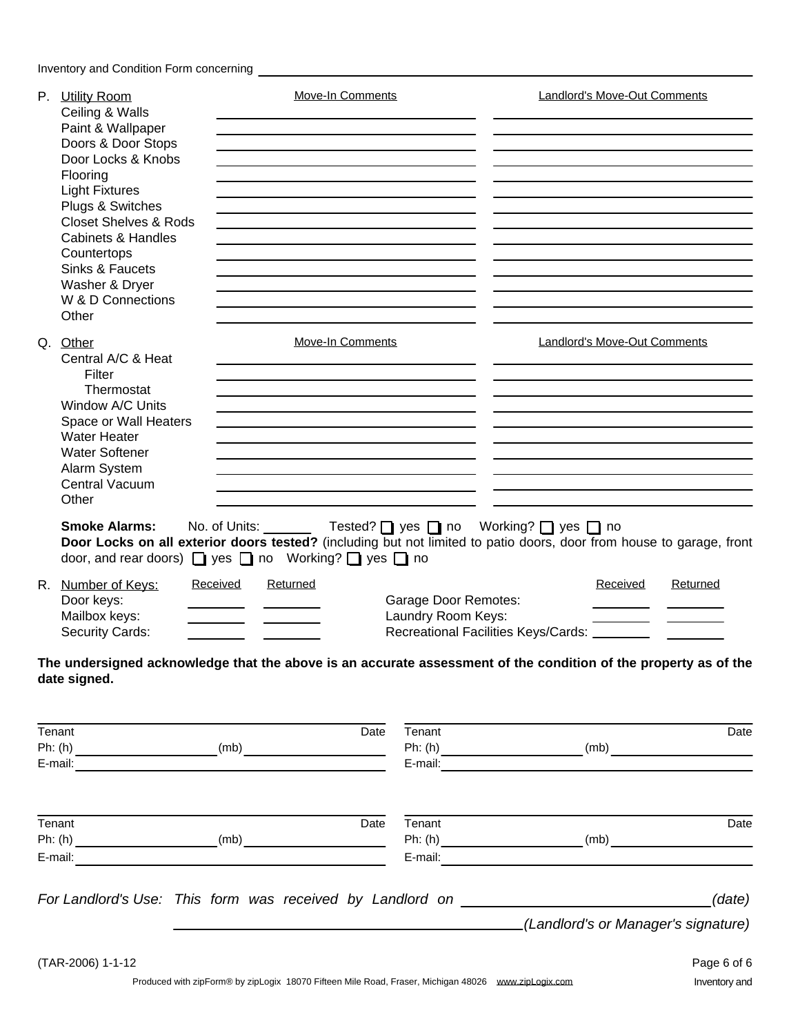Inventory and Condition Form concerning ______________________________

P. Utility Room

| Utility Room | Move-In Comments | Landlord's Move-Out Comments |
|---|---|---|
| Ceiling & Walls | | |
| Paint & Wallpaper | | |
| Doors & Door Stops | | |
| Door Locks & Knobs | | |
| Flooring | | |
| Light Fixtures | | |
| Plugs & Switches | | |
| Closet Shelves & Rods | | |
| Cabinets & Handles | | |
| Countertops | | |
| Sinks & Faucets | | |
| Washer & Dryer | | |
| W & D Connections | | |
| Other | | |

Q. Other

| Other | Move-In Comments | Landlord's Move-Out Comments |
|---|---|---|
| Central A/C & Heat | | |
| Filter | | |
| Thermostat | | |
| Window A/C Units | | |
| Space or Wall Heaters | | |
| Water Heater | | |
| Water Softener | | |
| Alarm System | | |
| Central Vacuum | | |
| Other | | |

**Smoke Alarms:** No. of Units: _______ Tested? ☐ yes ☐ no Working? ☐ yes ☐ no

**Door Locks on all exterior doors tested?** (including but not limited to patio doors, door from house to garage, front door, and rear doors) ☐ yes ☐ no Working? ☐ yes ☐ no

R. Number of Keys:

| Number of Keys | Received | Returned | | Received | Returned |
|---|---|---|---|---|---|
| Door keys: | | | Garage Door Remotes: | | |
| Mailbox keys: | | | Laundry Room Keys: | | |
| Security Cards: | | | Recreational Facilities Keys/Cards: | | |

**The undersigned acknowledge that the above is an accurate assessment of the condition of the property as of the date signed.**

______________________________ Tenant Date
Ph: (h) ____________ (mb) ____________
E-mail: ____________

______________________________ Tenant Date
Ph: (h) ____________ (mb) ____________
E-mail: ____________

______________________________ Tenant Date
Ph: (h) ____________ (mb) ____________
E-mail: ____________

______________________________ Tenant Date
Ph: (h) ____________ (mb) ____________
E-mail: ____________

*For Landlord's Use: This form was received by Landlord on ______________________ (date)*

______________________________ *(Landlord's or Manager's signature)*

(TAR-2006) 1-1-12

Produced with zipForm® by zipLogix 18070 Fifteen Mile Road, Fraser, Michigan 48026 www.zipLogix.com